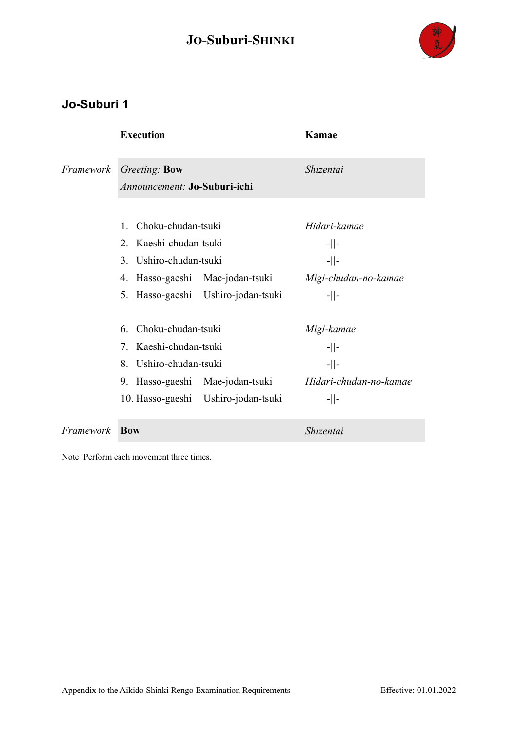# JO-Suburi-SHINKI

## Jo-Suburi 1

| | Execution | | Kamae |
|---|---|---|---|
| *Framework* | *Greeting:* **Bow**<br>*Announcement:* **Jo-Suburi-ichi** | | *Shizentai* |
| | 1. Choku-chudan-tsuki | | *Hidari-kamae* |
| | 2. Kaeshi-chudan-tsuki | | -‖- |
| | 3. Ushiro-chudan-tsuki | | -‖- |
| | 4. Hasso-gaeshi | Mae-jodan-tsuki | *Migi-chudan-no-kamae* |
| | 5. Hasso-gaeshi | Ushiro-jodan-tsuki | -‖- |
| | 6. Choku-chudan-tsuki | | *Migi-kamae* |
| | 7. Kaeshi-chudan-tsuki | | -‖- |
| | 8. Ushiro-chudan-tsuki | | -‖- |
| | 9. Hasso-gaeshi | Mae-jodan-tsuki | *Hidari-chudan-no-kamae* |
| | 10. Hasso-gaeshi | Ushiro-jodan-tsuki | -‖- |
| *Framework* | **Bow** | | *Shizentai* |

Note: Perform each movement three times.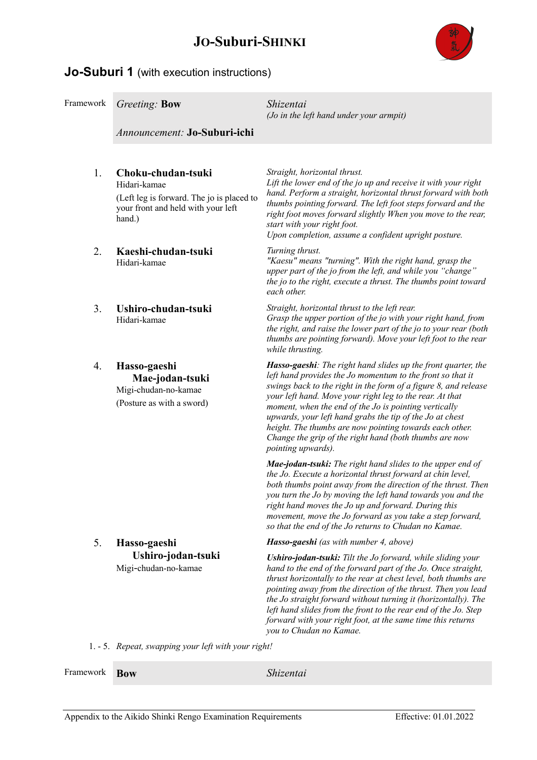# Jo-Suburi-Shinki

## Jo-Suburi 1 (with execution instructions)

| | | |
|---|---|---|
| Framework | *Greeting:* **Bow**<br><br>*Announcement:* **Jo-Suburi-ichi** | *Shizentai*<br>*(Jo in the left hand under your armpit)* |
| 1. | **Choku-chudan-tsuki**<br>Hidari-kamae<br>(Left leg is forward. The jo is placed to your front and held with your left hand.) | *Straight, horizontal thrust.*<br>*Lift the lower end of the jo up and receive it with your right hand. Perform a straight, horizontal thrust forward with both thumbs pointing forward. The left foot steps forward and the right foot moves forward slightly When you move to the rear, start with your right foot.*<br>*Upon completion, assume a confident upright posture.* |
| 2. | **Kaeshi-chudan-tsuki**<br>Hidari-kamae | *Turning thrust.*<br>*"Kaesu" means "turning". With the right hand, grasp the upper part of the jo from the left, and while you "change" the jo to the right, execute a thrust. The thumbs point toward each other.* |
| 3. | **Ushiro-chudan-tsuki**<br>Hidari-kamae | *Straight, horizontal thrust to the left rear.*<br>*Grasp the upper portion of the jo with your right hand, from the right, and raise the lower part of the jo to your rear (both thumbs are pointing forward). Move your left foot to the rear while thrusting.* |
| 4. | **Hasso-gaeshi**<br>**Mae-jodan-tsuki**<br>Migi-chudan-no-kamae<br>(Posture as with a sword) | ***Hasso-gaeshi****: The right hand slides up the front quarter, the left hand provides the Jo momentum to the front so that it swings back to the right in the form of a figure 8, and release your left hand. Move your right leg to the rear. At that moment, when the end of the Jo is pointing vertically upwards, your left hand grabs the tip of the Jo at chest height. The thumbs are now pointing towards each other. Change the grip of the right hand (both thumbs are now pointing upwards).*<br><br>***Mae-jodan-tsuki:*** *The right hand slides to the upper end of the Jo. Execute a horizontal thrust forward at chin level, both thumbs point away from the direction of the thrust. Then you turn the Jo by moving the left hand towards you and the right hand moves the Jo up and forward. During this movement, move the Jo forward as you take a step forward, so that the end of the Jo returns to Chudan no Kamae.* |
| 5. | **Hasso-gaeshi**<br>**Ushiro-jodan-tsuki**<br>Migi-chudan-no-kamae | ***Hasso-gaeshi*** *(as with number 4, above)*<br><br>***Ushiro-jodan-tsuki:*** *Tilt the Jo forward, while sliding your hand to the end of the forward part of the Jo. Once straight, thrust horizontally to the rear at chest level, both thumbs are pointing away from the direction of the thrust. Then you lead the Jo straight forward without turning it (horizontally). The left hand slides from the front to the rear end of the Jo. Step forward with your right foot, at the same time this returns you to Chudan no Kamae.* |
| 1. - 5. | *Repeat, swapping your left with your right!* | |
| Framework | **Bow** | *Shizentai* |

Appendix to the Aikido Shinki Rengo Examination Requirements — Effective: 01.01.2022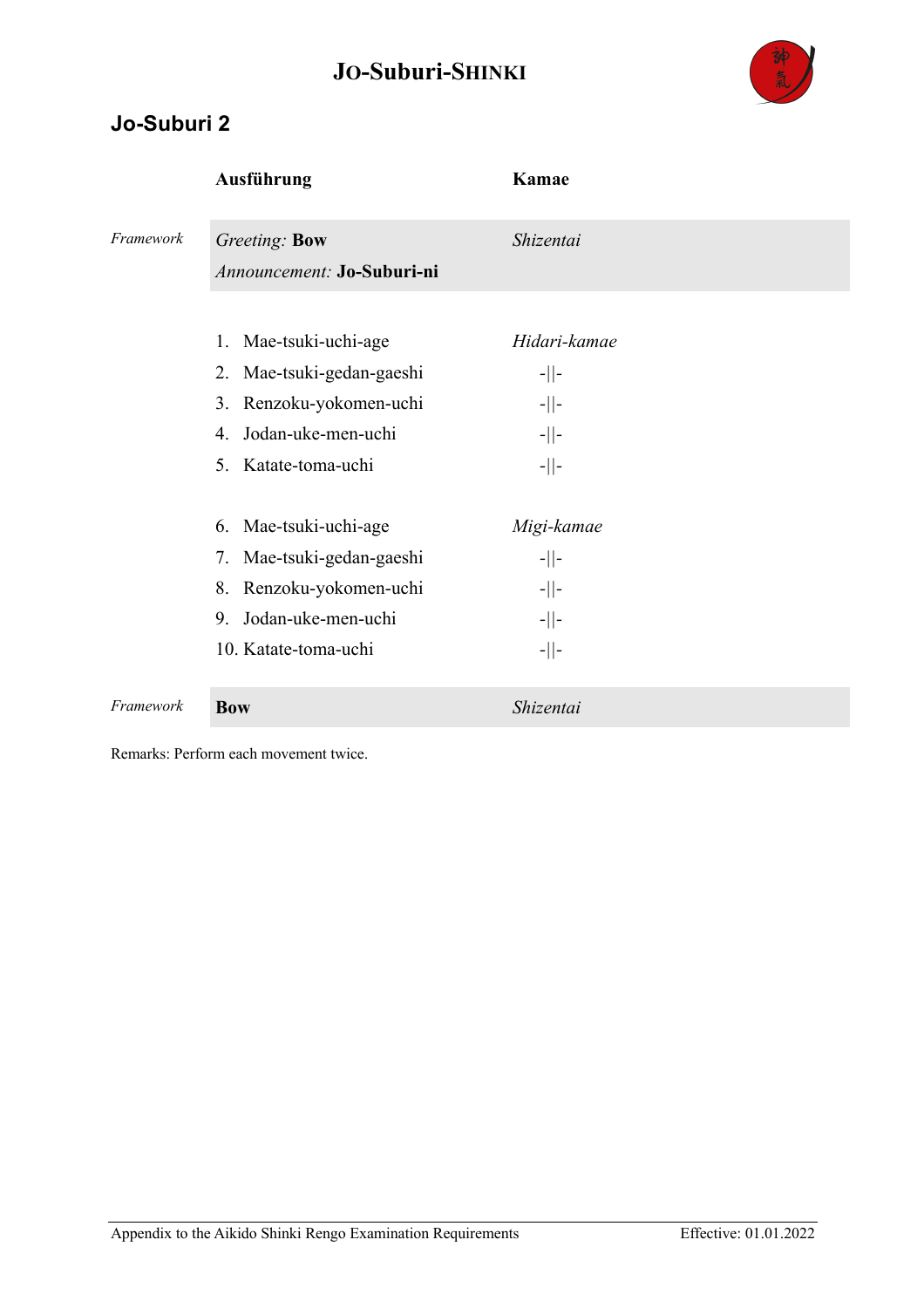## Jo-Suburi 2

| | Ausführung | Kamae |
|---|---|---|
| *Framework* | *Greeting:* **Bow**<br>*Announcement:* **Jo-Suburi-ni** | *Shizentai* |
| | 1. Mae-tsuki-uchi-age | *Hidari-kamae* |
| | 2. Mae-tsuki-gedan-gaeshi | -\|\|- |
| | 3. Renzoku-yokomen-uchi | -\|\|- |
| | 4. Jodan-uke-men-uchi | -\|\|- |
| | 5. Katate-toma-uchi | -\|\|- |
| | 6. Mae-tsuki-uchi-age | *Migi-kamae* |
| | 7. Mae-tsuki-gedan-gaeshi | -\|\|- |
| | 8. Renzoku-yokomen-uchi | -\|\|- |
| | 9. Jodan-uke-men-uchi | -\|\|- |
| | 10. Katate-toma-uchi | -\|\|- |
| *Framework* | **Bow** | *Shizentai* |

Remarks: Perform each movement twice.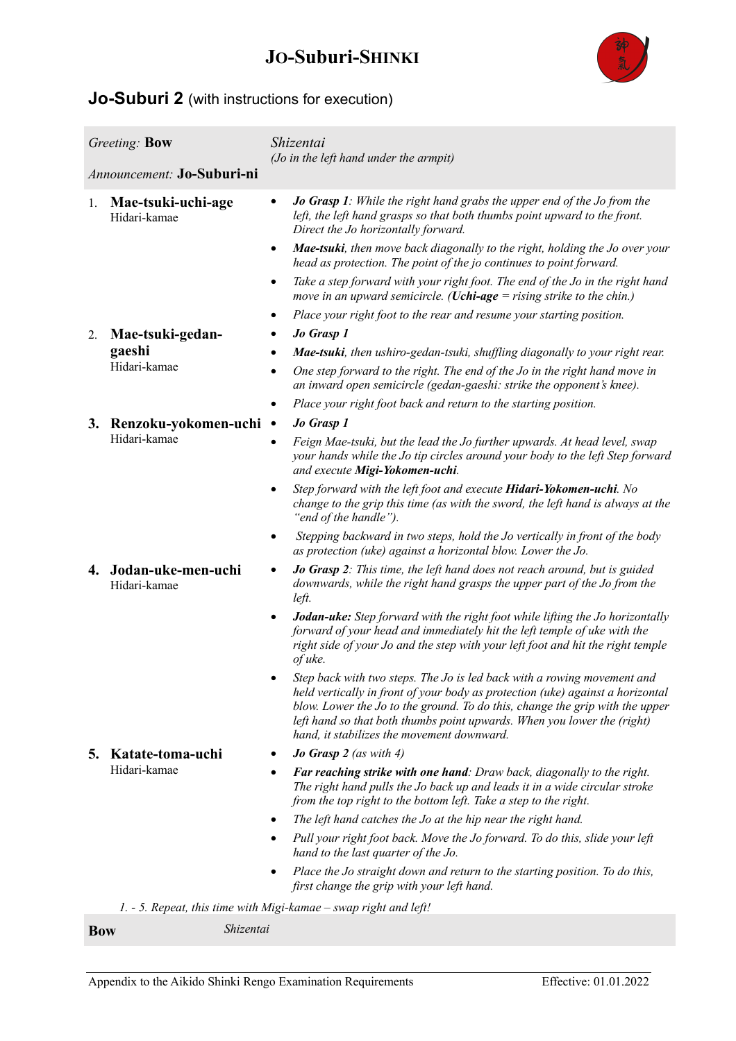# Jo-Suburi-Shinki

## Jo-Suburi 2 (with instructions for execution)

| | |
|---|---|
| *Greeting:* **Bow**<br><br>*Announcement:* **Jo-Suburi-ni** | *Shizentai*<br>*(Jo in the left hand under the armpit)* |
| 1. **Mae-tsuki-uchi-age**<br>Hidari-kamae | • ***Jo Grasp 1****: While the right hand grabs the upper end of the Jo from the left, the left hand grasps so that both thumbs point upward to the front. Direct the Jo horizontally forward.*<br>• ***Mae-tsuki****, then move back diagonally to the right, holding the Jo over your head as protection. The point of the jo continues to point forward.*<br>• *Take a step forward with your right foot. The end of the Jo in the right hand move in an upward semicircle. (****Uchi-age*** *= rising strike to the chin.)*<br>• *Place your right foot to the rear and resume your starting position.* |
| 2. **Mae-tsuki-gedan-gaeshi**<br>Hidari-kamae | • ***Jo Grasp 1***<br>• ***Mae-tsuki****, then ushiro-gedan-tsuki, shuffling diagonally to your right rear.*<br>• *One step forward to the right. The end of the Jo in the right hand move in an inward open semicircle (gedan-gaeshi: strike the opponent's knee).*<br>• *Place your right foot back and return to the starting position.* |
| **3. Renzoku-yokomen-uchi**<br>Hidari-kamae | • ***Jo Grasp 1***<br>• *Feign Mae-tsuki, but the lead the Jo further upwards. At head level, swap your hands while the Jo tip circles around your body to the left Step forward and execute* ***Migi-Yokomen-uchi****.*<br>• *Step forward with the left foot and execute* ***Hidari-Yokomen-uchi****. No change to the grip this time (as with the sword, the left hand is always at the "end of the handle").*<br>• *Stepping backward in two steps, hold the Jo vertically in front of the body as protection (uke) against a horizontal blow. Lower the Jo.* |
| **4. Jodan-uke-men-uchi**<br>Hidari-kamae | • ***Jo Grasp 2****: This time, the left hand does not reach around, but is guided downwards, while the right hand grasps the upper part of the Jo from the left.*<br>• ***Jodan-uke:*** *Step forward with the right foot while lifting the Jo horizontally forward of your head and immediately hit the left temple of uke with the right side of your Jo and the step with your left foot and hit the right temple of uke.*<br>• *Step back with two steps. The Jo is led back with a rowing movement and held vertically in front of your body as protection (uke) against a horizontal blow. Lower the Jo to the ground. To do this, change the grip with the upper left hand so that both thumbs point upwards. When you lower the (right) hand, it stabilizes the movement downward.* |
| **5. Katate-toma-uchi**<br>Hidari-kamae | • ***Jo Grasp 2*** *(as with 4)*<br>• ***Far reaching strike with one hand****: Draw back, diagonally to the right. The right hand pulls the Jo back up and leads it in a wide circular stroke from the top right to the bottom left. Take a step to the right.*<br>• *The left hand catches the Jo at the hip near the right hand.*<br>• *Pull your right foot back. Move the Jo forward. To do this, slide your left hand to the last quarter of the Jo.*<br>• *Place the Jo straight down and return to the starting position. To do this, first change the grip with your left hand.* |

*1. - 5. Repeat, this time with Migi-kamae – swap right and left!*

| | |
|---|---|
| **Bow** | *Shizentai* |

Appendix to the Aikido Shinki Rengo Examination Requirements — Effective: 01.01.2022